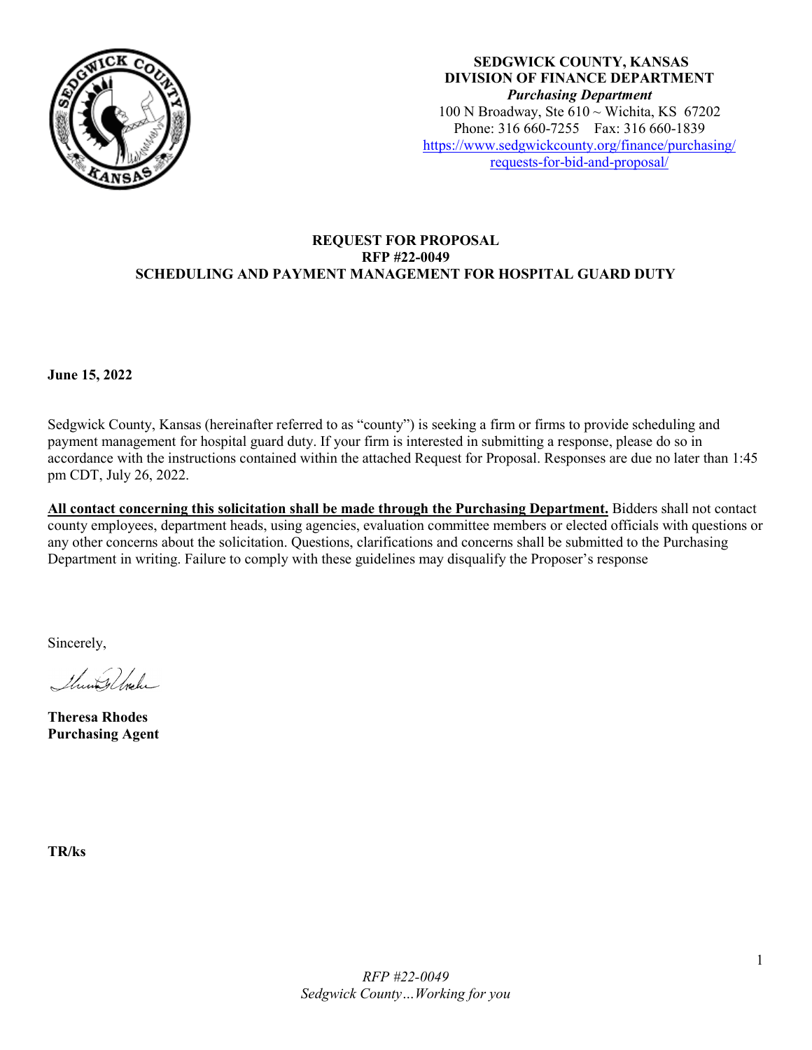**SEDGWICK COUNTY, KANSAS**
**DIVISION OF FINANCE DEPARTMENT**
***Purchasing Department***
100 N Broadway, Ste 610 ~ Wichita, KS 67202
Phone: 316 660-7255 Fax: 316 660-1839
https://www.sedgwickcounty.org/finance/purchasing/requests-for-bid-and-proposal/

# REQUEST FOR PROPOSAL
# RFP #22-0049
# SCHEDULING AND PAYMENT MANAGEMENT FOR HOSPITAL GUARD DUTY

**June 15, 2022**

Sedgwick County, Kansas (hereinafter referred to as "county") is seeking a firm or firms to provide scheduling and payment management for hospital guard duty. If your firm is interested in submitting a response, please do so in accordance with the instructions contained within the attached Request for Proposal. Responses are due no later than 1:45 pm CDT, July 26, 2022.

**All contact concerning this solicitation shall be made through the Purchasing Department.** Bidders shall not contact county employees, department heads, using agencies, evaluation committee members or elected officials with questions or any other concerns about the solicitation. Questions, clarifications and concerns shall be submitted to the Purchasing Department in writing. Failure to comply with these guidelines may disqualify the Proposer's response

Sincerely,

**Theresa Rhodes**
**Purchasing Agent**

**TR/ks**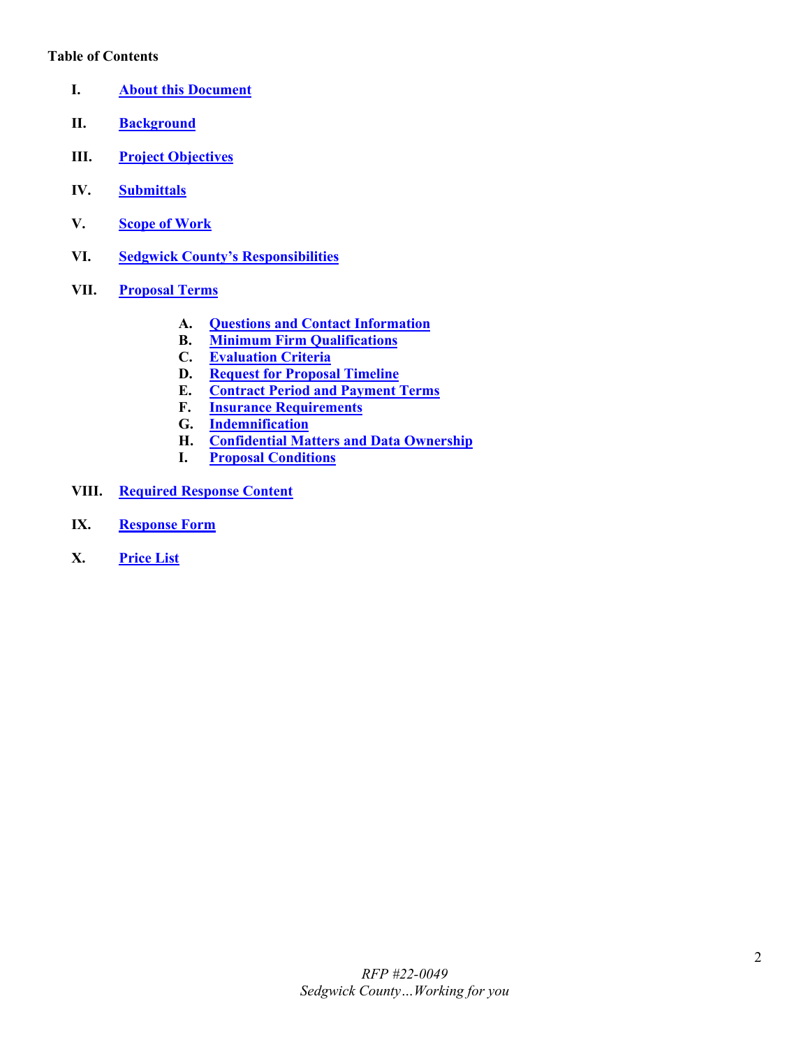**Table of Contents**

I. **About this Document**

II. **Background**

III. **Project Objectives**

IV. **Submittals**

V. **Scope of Work**

VI. **Sedgwick County's Responsibilities**

VII. **Proposal Terms**

- A. **Questions and Contact Information**
- B. **Minimum Firm Qualifications**
- C. **Evaluation Criteria**
- D. **Request for Proposal Timeline**
- E. **Contract Period and Payment Terms**
- F. **Insurance Requirements**
- G. **Indemnification**
- H. **Confidential Matters and Data Ownership**
- I. **Proposal Conditions**

VIII. **Required Response Content**

IX. **Response Form**

X. **Price List**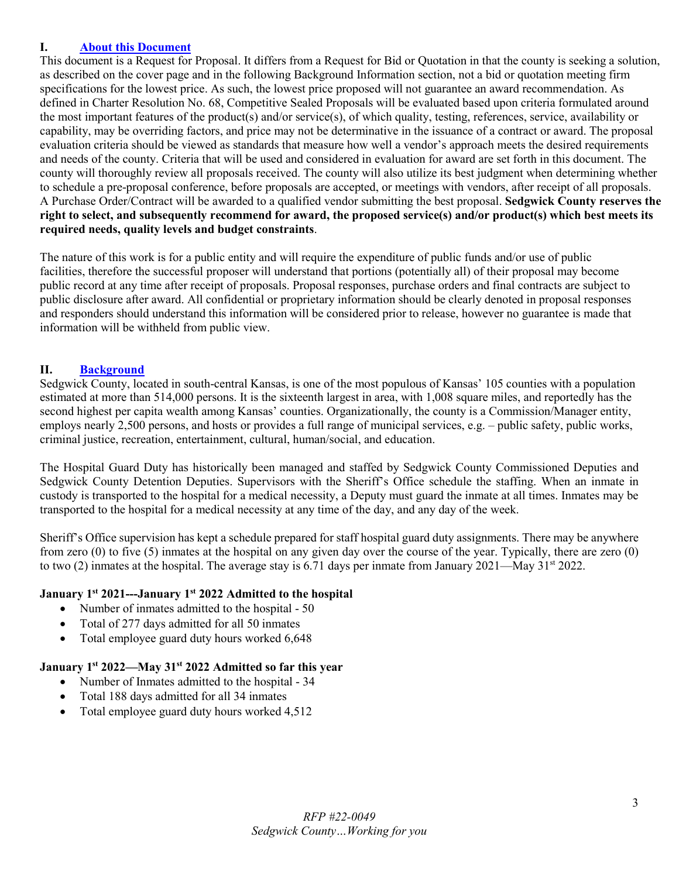## I. About this Document

This document is a Request for Proposal. It differs from a Request for Bid or Quotation in that the county is seeking a solution, as described on the cover page and in the following Background Information section, not a bid or quotation meeting firm specifications for the lowest price. As such, the lowest price proposed will not guarantee an award recommendation. As defined in Charter Resolution No. 68, Competitive Sealed Proposals will be evaluated based upon criteria formulated around the most important features of the product(s) and/or service(s), of which quality, testing, references, service, availability or capability, may be overriding factors, and price may not be determinative in the issuance of a contract or award. The proposal evaluation criteria should be viewed as standards that measure how well a vendor's approach meets the desired requirements and needs of the county. Criteria that will be used and considered in evaluation for award are set forth in this document. The county will thoroughly review all proposals received. The county will also utilize its best judgment when determining whether to schedule a pre-proposal conference, before proposals are accepted, or meetings with vendors, after receipt of all proposals. A Purchase Order/Contract will be awarded to a qualified vendor submitting the best proposal. **Sedgwick County reserves the right to select, and subsequently recommend for award, the proposed service(s) and/or product(s) which best meets its required needs, quality levels and budget constraints**.

The nature of this work is for a public entity and will require the expenditure of public funds and/or use of public facilities, therefore the successful proposer will understand that portions (potentially all) of their proposal may become public record at any time after receipt of proposals. Proposal responses, purchase orders and final contracts are subject to public disclosure after award. All confidential or proprietary information should be clearly denoted in proposal responses and responders should understand this information will be considered prior to release, however no guarantee is made that information will be withheld from public view.

## II. Background

Sedgwick County, located in south-central Kansas, is one of the most populous of Kansas' 105 counties with a population estimated at more than 514,000 persons. It is the sixteenth largest in area, with 1,008 square miles, and reportedly has the second highest per capita wealth among Kansas' counties. Organizationally, the county is a Commission/Manager entity, employs nearly 2,500 persons, and hosts or provides a full range of municipal services, e.g. – public safety, public works, criminal justice, recreation, entertainment, cultural, human/social, and education.

The Hospital Guard Duty has historically been managed and staffed by Sedgwick County Commissioned Deputies and Sedgwick County Detention Deputies. Supervisors with the Sheriff's Office schedule the staffing. When an inmate in custody is transported to the hospital for a medical necessity, a Deputy must guard the inmate at all times. Inmates may be transported to the hospital for a medical necessity at any time of the day, and any day of the week.

Sheriff's Office supervision has kept a schedule prepared for staff hospital guard duty assignments. There may be anywhere from zero (0) to five (5) inmates at the hospital on any given day over the course of the year. Typically, there are zero (0) to two (2) inmates at the hospital. The average stay is 6.71 days per inmate from January 2021—May 31st 2022.

**January 1st 2021---January 1st 2022 Admitted to the hospital**

- Number of inmates admitted to the hospital - 50
- Total of 277 days admitted for all 50 inmates
- Total employee guard duty hours worked 6,648

**January 1st 2022—May 31st 2022 Admitted so far this year**

- Number of Inmates admitted to the hospital - 34
- Total 188 days admitted for all 34 inmates
- Total employee guard duty hours worked 4,512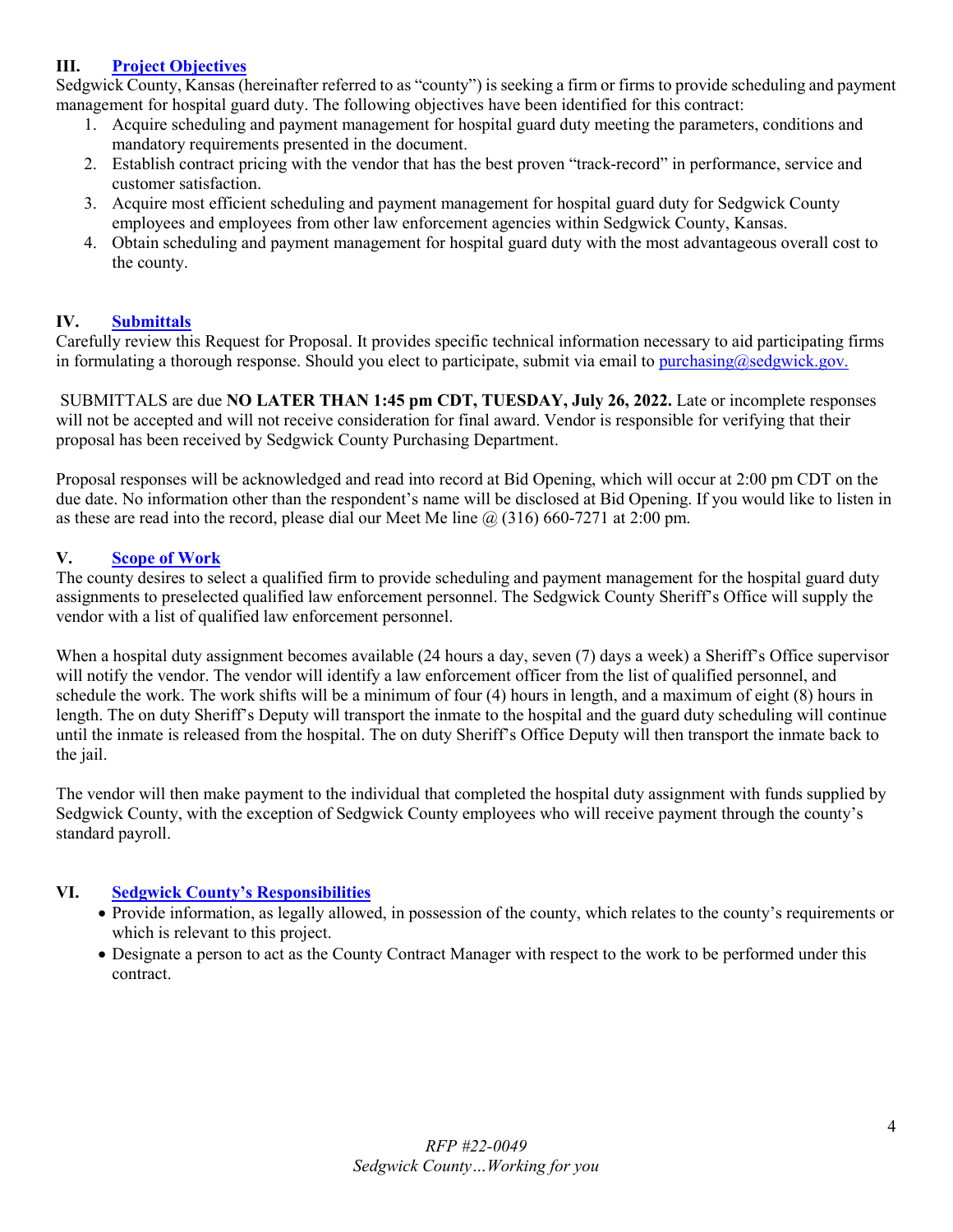## III. Project Objectives

Sedgwick County, Kansas (hereinafter referred to as "county") is seeking a firm or firms to provide scheduling and payment management for hospital guard duty. The following objectives have been identified for this contract:

1. Acquire scheduling and payment management for hospital guard duty meeting the parameters, conditions and mandatory requirements presented in the document.
2. Establish contract pricing with the vendor that has the best proven "track-record" in performance, service and customer satisfaction.
3. Acquire most efficient scheduling and payment management for hospital guard duty for Sedgwick County employees and employees from other law enforcement agencies within Sedgwick County, Kansas.
4. Obtain scheduling and payment management for hospital guard duty with the most advantageous overall cost to the county.

## IV. Submittals

Carefully review this Request for Proposal. It provides specific technical information necessary to aid participating firms in formulating a thorough response. Should you elect to participate, submit via email to purchasing@sedgwick.gov.

SUBMITTALS are due **NO LATER THAN 1:45 pm CDT, TUESDAY, July 26, 2022.** Late or incomplete responses will not be accepted and will not receive consideration for final award. Vendor is responsible for verifying that their proposal has been received by Sedgwick County Purchasing Department.

Proposal responses will be acknowledged and read into record at Bid Opening, which will occur at 2:00 pm CDT on the due date. No information other than the respondent's name will be disclosed at Bid Opening. If you would like to listen in as these are read into the record, please dial our Meet Me line @ (316) 660-7271 at 2:00 pm.

## V. Scope of Work

The county desires to select a qualified firm to provide scheduling and payment management for the hospital guard duty assignments to preselected qualified law enforcement personnel. The Sedgwick County Sheriff's Office will supply the vendor with a list of qualified law enforcement personnel.

When a hospital duty assignment becomes available (24 hours a day, seven (7) days a week) a Sheriff's Office supervisor will notify the vendor. The vendor will identify a law enforcement officer from the list of qualified personnel, and schedule the work. The work shifts will be a minimum of four (4) hours in length, and a maximum of eight (8) hours in length. The on duty Sheriff's Deputy will transport the inmate to the hospital and the guard duty scheduling will continue until the inmate is released from the hospital. The on duty Sheriff's Office Deputy will then transport the inmate back to the jail.

The vendor will then make payment to the individual that completed the hospital duty assignment with funds supplied by Sedgwick County, with the exception of Sedgwick County employees who will receive payment through the county's standard payroll.

## VI. Sedgwick County's Responsibilities

- Provide information, as legally allowed, in possession of the county, which relates to the county's requirements or which is relevant to this project.
- Designate a person to act as the County Contract Manager with respect to the work to be performed under this contract.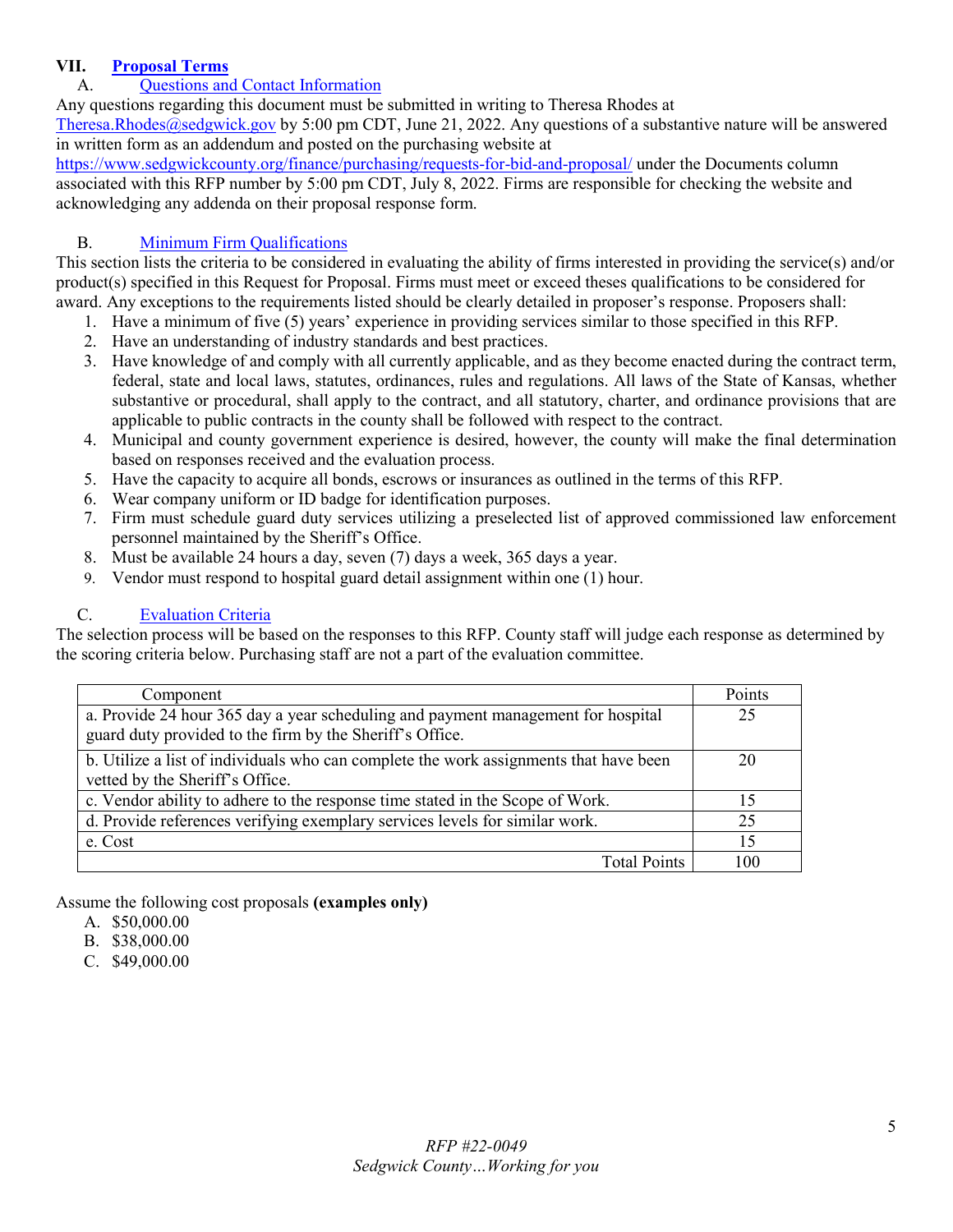## VII. Proposal Terms

### A. Questions and Contact Information

Any questions regarding this document must be submitted in writing to Theresa Rhodes at Theresa.Rhodes@sedgwick.gov by 5:00 pm CDT, June 21, 2022. Any questions of a substantive nature will be answered in written form as an addendum and posted on the purchasing website at https://www.sedgwickcounty.org/finance/purchasing/requests-for-bid-and-proposal/ under the Documents column associated with this RFP number by 5:00 pm CDT, July 8, 2022. Firms are responsible for checking the website and acknowledging any addenda on their proposal response form.

### B. Minimum Firm Qualifications

This section lists the criteria to be considered in evaluating the ability of firms interested in providing the service(s) and/or product(s) specified in this Request for Proposal. Firms must meet or exceed theses qualifications to be considered for award. Any exceptions to the requirements listed should be clearly detailed in proposer's response. Proposers shall:

1. Have a minimum of five (5) years' experience in providing services similar to those specified in this RFP.
2. Have an understanding of industry standards and best practices.
3. Have knowledge of and comply with all currently applicable, and as they become enacted during the contract term, federal, state and local laws, statutes, ordinances, rules and regulations. All laws of the State of Kansas, whether substantive or procedural, shall apply to the contract, and all statutory, charter, and ordinance provisions that are applicable to public contracts in the county shall be followed with respect to the contract.
4. Municipal and county government experience is desired, however, the county will make the final determination based on responses received and the evaluation process.
5. Have the capacity to acquire all bonds, escrows or insurances as outlined in the terms of this RFP.
6. Wear company uniform or ID badge for identification purposes.
7. Firm must schedule guard duty services utilizing a preselected list of approved commissioned law enforcement personnel maintained by the Sheriff's Office.
8. Must be available 24 hours a day, seven (7) days a week, 365 days a year.
9. Vendor must respond to hospital guard detail assignment within one (1) hour.

### C. Evaluation Criteria

The selection process will be based on the responses to this RFP. County staff will judge each response as determined by the scoring criteria below. Purchasing staff are not a part of the evaluation committee.

| Component | Points |
|---|---|
| a. Provide 24 hour 365 day a year scheduling and payment management for hospital guard duty provided to the firm by the Sheriff's Office. | 25 |
| b. Utilize a list of individuals who can complete the work assignments that have been vetted by the Sheriff's Office. | 20 |
| c. Vendor ability to adhere to the response time stated in the Scope of Work. | 15 |
| d. Provide references verifying exemplary services levels for similar work. | 25 |
| e. Cost | 15 |
| Total Points | 100 |

Assume the following cost proposals **(examples only)**

A. $50,000.00
B. $38,000.00
C. $49,000.00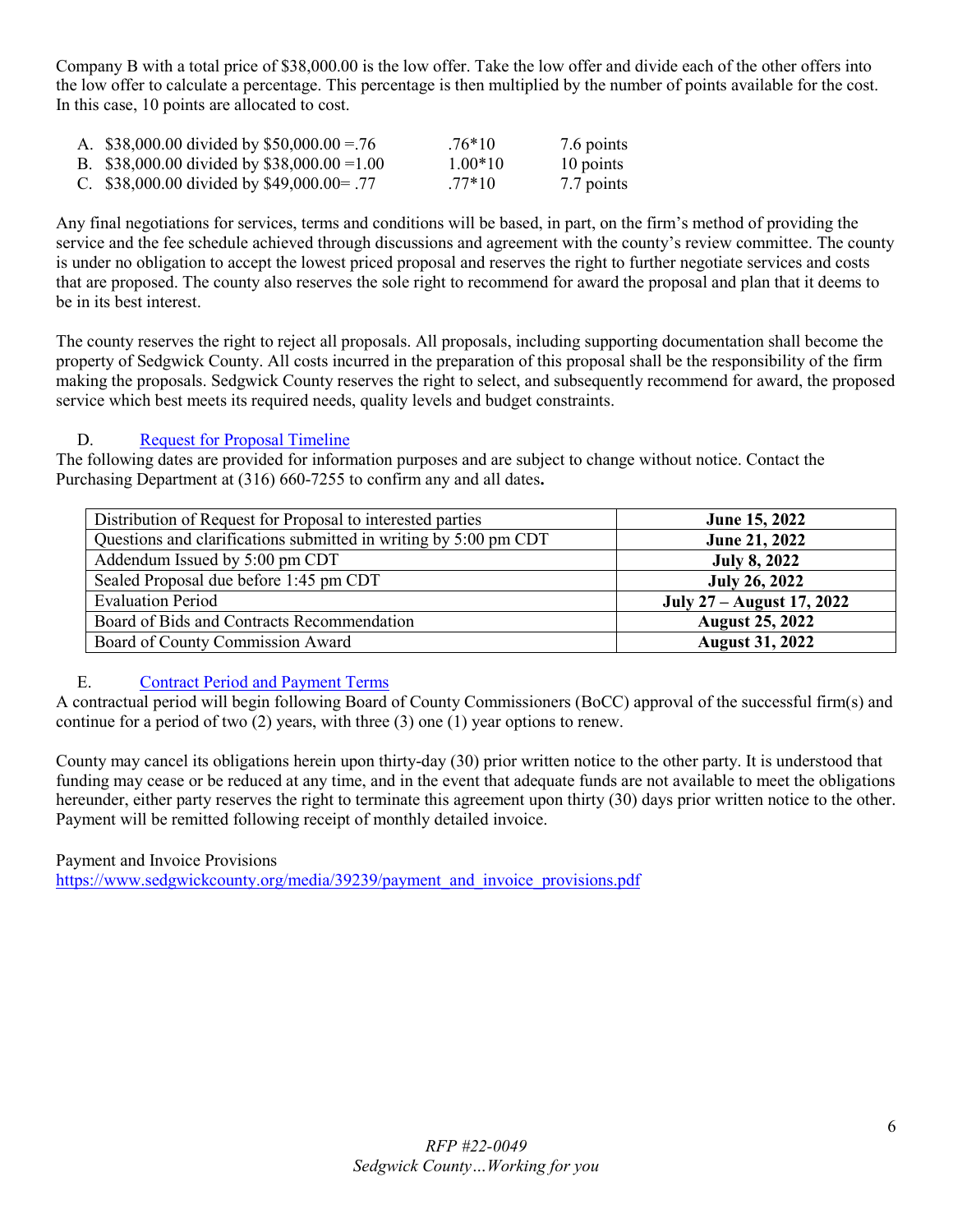Company B with a total price of $38,000.00 is the low offer. Take the low offer and divide each of the other offers into the low offer to calculate a percentage. This percentage is then multiplied by the number of points available for the cost. In this case, 10 points are allocated to cost.

| | | |
|---|---|---|
| A. $38,000.00 divided by $50,000.00 =.76 | .76*10 | 7.6 points |
| B. $38,000.00 divided by $38,000.00 =1.00 | 1.00*10 | 10 points |
| C. $38,000.00 divided by $49,000.00= .77 | .77*10 | 7.7 points |

Any final negotiations for services, terms and conditions will be based, in part, on the firm's method of providing the service and the fee schedule achieved through discussions and agreement with the county's review committee. The county is under no obligation to accept the lowest priced proposal and reserves the right to further negotiate services and costs that are proposed. The county also reserves the sole right to recommend for award the proposal and plan that it deems to be in its best interest.

The county reserves the right to reject all proposals. All proposals, including supporting documentation shall become the property of Sedgwick County. All costs incurred in the preparation of this proposal shall be the responsibility of the firm making the proposals. Sedgwick County reserves the right to select, and subsequently recommend for award, the proposed service which best meets its required needs, quality levels and budget constraints.

D. Request for Proposal Timeline

The following dates are provided for information purposes and are subject to change without notice. Contact the Purchasing Department at (316) 660-7255 to confirm any and all dates**.**

| | |
|---|---|
| Distribution of Request for Proposal to interested parties | **June 15, 2022** |
| Questions and clarifications submitted in writing by 5:00 pm CDT | **June 21, 2022** |
| Addendum Issued by 5:00 pm CDT | **July 8, 2022** |
| Sealed Proposal due before 1:45 pm CDT | **July 26, 2022** |
| Evaluation Period | **July 27 – August 17, 2022** |
| Board of Bids and Contracts Recommendation | **August 25, 2022** |
| Board of County Commission Award | **August 31, 2022** |

E. Contract Period and Payment Terms

A contractual period will begin following Board of County Commissioners (BoCC) approval of the successful firm(s) and continue for a period of two (2) years, with three (3) one (1) year options to renew.

County may cancel its obligations herein upon thirty-day (30) prior written notice to the other party. It is understood that funding may cease or be reduced at any time, and in the event that adequate funds are not available to meet the obligations hereunder, either party reserves the right to terminate this agreement upon thirty (30) days prior written notice to the other. Payment will be remitted following receipt of monthly detailed invoice.

Payment and Invoice Provisions
https://www.sedgwickcounty.org/media/39239/payment_and_invoice_provisions.pdf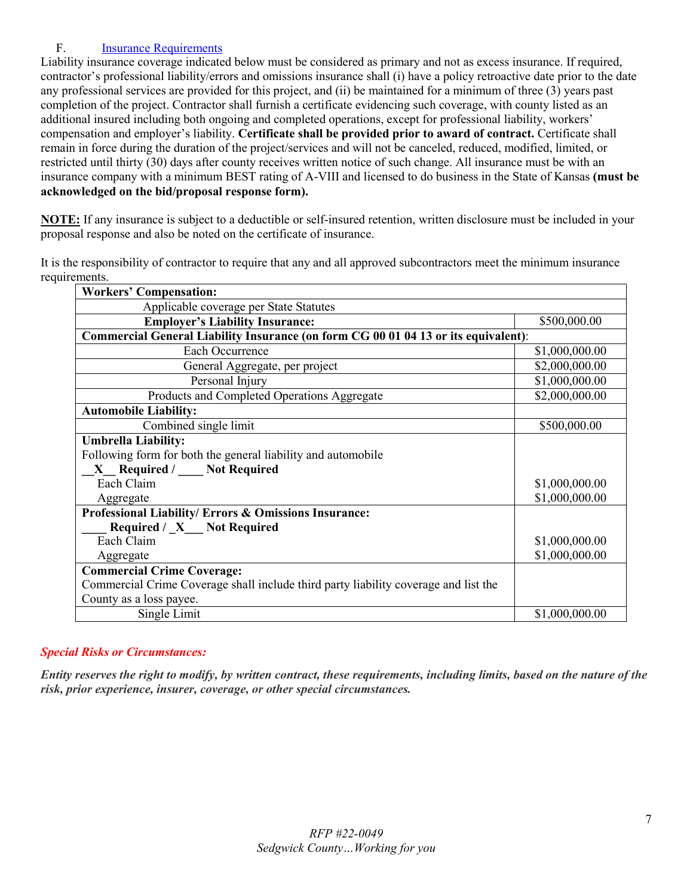F. Insurance Requirements

Liability insurance coverage indicated below must be considered as primary and not as excess insurance. If required, contractor's professional liability/errors and omissions insurance shall (i) have a policy retroactive date prior to the date any professional services are provided for this project, and (ii) be maintained for a minimum of three (3) years past completion of the project. Contractor shall furnish a certificate evidencing such coverage, with county listed as an additional insured including both ongoing and completed operations, except for professional liability, workers' compensation and employer's liability. **Certificate shall be provided prior to award of contract.** Certificate shall remain in force during the duration of the project/services and will not be canceled, reduced, modified, limited, or restricted until thirty (30) days after county receives written notice of such change. All insurance must be with an insurance company with a minimum BEST rating of A-VIII and licensed to do business in the State of Kansas **(must be acknowledged on the bid/proposal response form).**

**NOTE:** If any insurance is subject to a deductible or self-insured retention, written disclosure must be included in your proposal response and also be noted on the certificate of insurance.

It is the responsibility of contractor to require that any and all approved subcontractors meet the minimum insurance requirements.

| **Workers' Compensation:** | |
|---|---|
| Applicable coverage per State Statutes | |
| **Employer's Liability Insurance:** | $500,000.00 |
| **Commercial General Liability Insurance (on form CG 00 01 04 13 or its equivalent)**: | |
| Each Occurrence | $1,000,000.00 |
| General Aggregate, per project | $2,000,000.00 |
| Personal Injury | $1,000,000.00 |
| Products and Completed Operations Aggregate | $2,000,000.00 |
| **Automobile Liability:** | |
| Combined single limit | $500,000.00 |
| **Umbrella Liability:**<br>Following form for both the general liability and automobile<br>__X__ **Required** / ____ **Not Required**<br>Each Claim<br>Aggregate | <br><br><br>$1,000,000.00<br>$1,000,000.00 |
| **Professional Liability/ Errors & Omissions Insurance:**<br>____ **Required** / _X___ **Not Required**<br>Each Claim<br>Aggregate | <br><br>$1,000,000.00<br>$1,000,000.00 |
| **Commercial Crime Coverage:**<br>Commercial Crime Coverage shall include third party liability coverage and list the County as a loss payee. | |
| Single Limit | $1,000,000.00 |

***Special Risks or Circumstances:***

***Entity reserves the right to modify, by written contract, these requirements, including limits, based on the nature of the risk, prior experience, insurer, coverage, or other special circumstances.***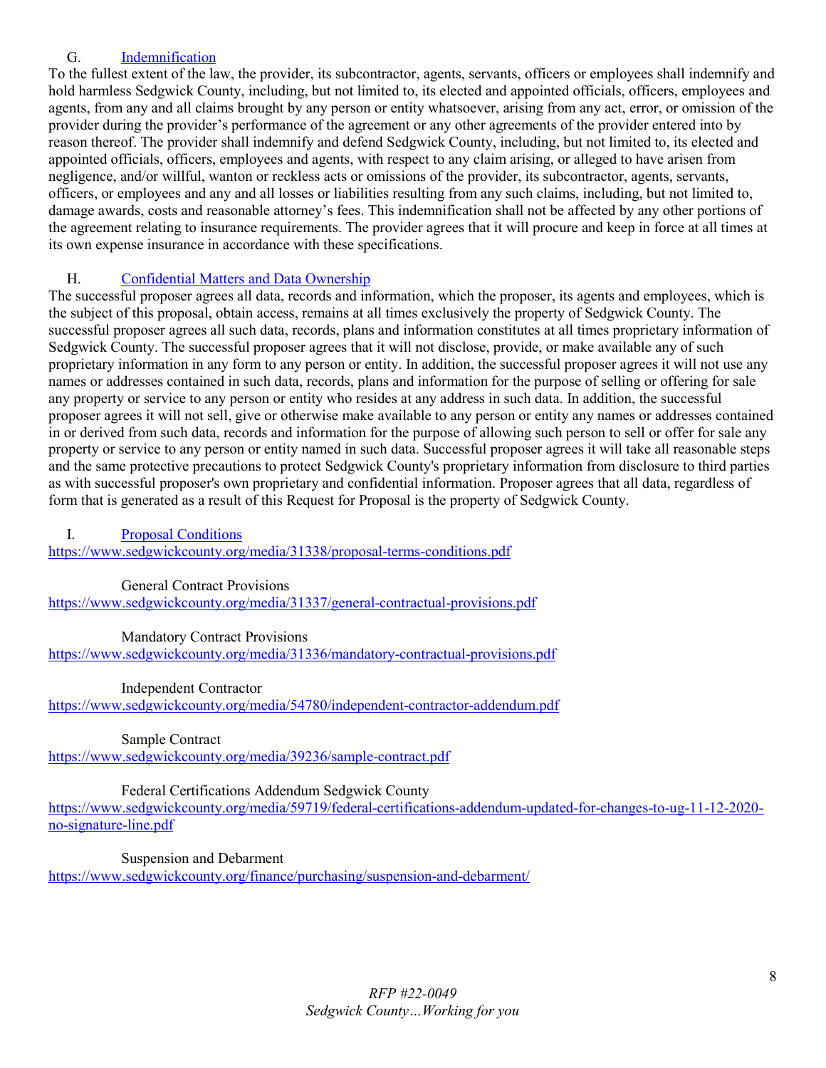### G. [Indemnification]

To the fullest extent of the law, the provider, its subcontractor, agents, servants, officers or employees shall indemnify and hold harmless Sedgwick County, including, but not limited to, its elected and appointed officials, officers, employees and agents, from any and all claims brought by any person or entity whatsoever, arising from any act, error, or omission of the provider during the provider's performance of the agreement or any other agreements of the provider entered into by reason thereof. The provider shall indemnify and defend Sedgwick County, including, but not limited to, its elected and appointed officials, officers, employees and agents, with respect to any claim arising, or alleged to have arisen from negligence, and/or willful, wanton or reckless acts or omissions of the provider, its subcontractor, agents, servants, officers, or employees and any and all losses or liabilities resulting from any such claims, including, but not limited to, damage awards, costs and reasonable attorney's fees. This indemnification shall not be affected by any other portions of the agreement relating to insurance requirements. The provider agrees that it will procure and keep in force at all times at its own expense insurance in accordance with these specifications.

### H. [Confidential Matters and Data Ownership]

The successful proposer agrees all data, records and information, which the proposer, its agents and employees, which is the subject of this proposal, obtain access, remains at all times exclusively the property of Sedgwick County. The successful proposer agrees all such data, records, plans and information constitutes at all times proprietary information of Sedgwick County. The successful proposer agrees that it will not disclose, provide, or make available any of such proprietary information in any form to any person or entity. In addition, the successful proposer agrees it will not use any names or addresses contained in such data, records, plans and information for the purpose of selling or offering for sale any property or service to any person or entity who resides at any address in such data. In addition, the successful proposer agrees it will not sell, give or otherwise make available to any person or entity any names or addresses contained in or derived from such data, records and information for the purpose of allowing such person to sell or offer for sale any property or service to any person or entity named in such data. Successful proposer agrees it will take all reasonable steps and the same protective precautions to protect Sedgwick County's proprietary information from disclosure to third parties as with successful proposer's own proprietary and confidential information. Proposer agrees that all data, regardless of form that is generated as a result of this Request for Proposal is the property of Sedgwick County.

### I. [Proposal Conditions]

https://www.sedgwickcounty.org/media/31338/proposal-terms-conditions.pdf

General Contract Provisions
https://www.sedgwickcounty.org/media/31337/general-contractual-provisions.pdf

Mandatory Contract Provisions
https://www.sedgwickcounty.org/media/31336/mandatory-contractual-provisions.pdf

Independent Contractor
https://www.sedgwickcounty.org/media/54780/independent-contractor-addendum.pdf

Sample Contract
https://www.sedgwickcounty.org/media/39236/sample-contract.pdf

Federal Certifications Addendum Sedgwick County
https://www.sedgwickcounty.org/media/59719/federal-certifications-addendum-updated-for-changes-to-ug-11-12-2020-no-signature-line.pdf

Suspension and Debarment
https://www.sedgwickcounty.org/finance/purchasing/suspension-and-debarment/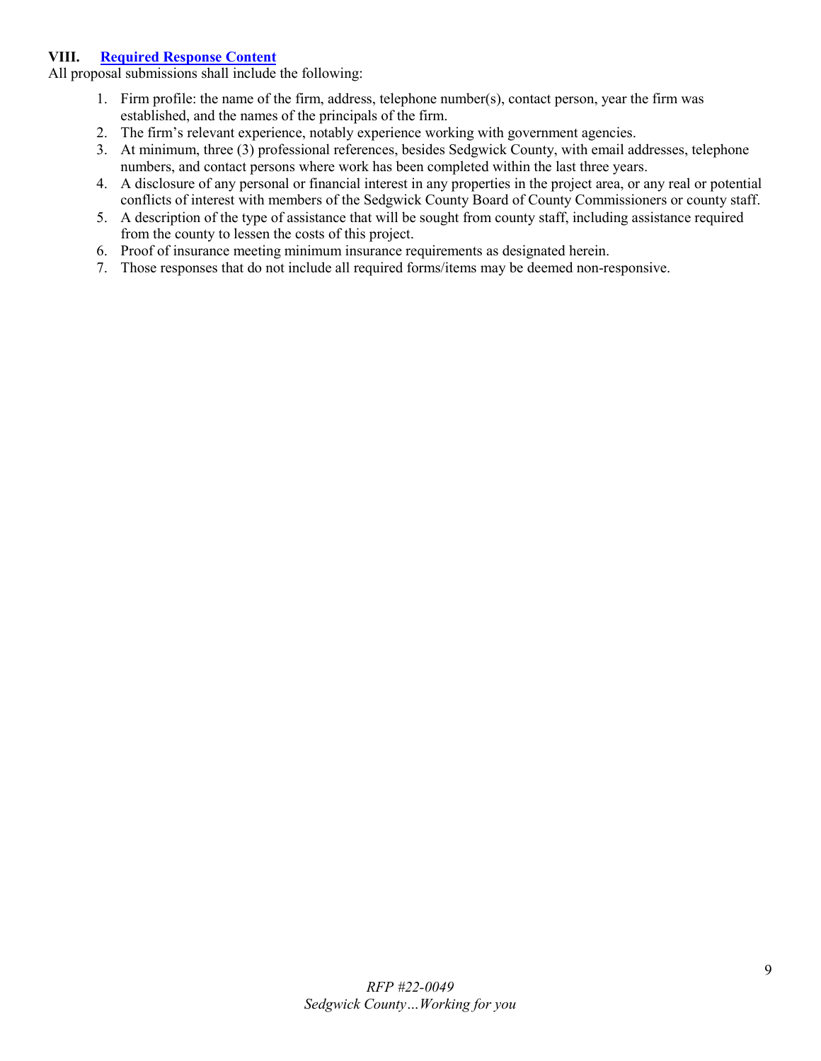## VIII. Required Response Content

All proposal submissions shall include the following:

1. Firm profile: the name of the firm, address, telephone number(s), contact person, year the firm was established, and the names of the principals of the firm.
2. The firm's relevant experience, notably experience working with government agencies.
3. At minimum, three (3) professional references, besides Sedgwick County, with email addresses, telephone numbers, and contact persons where work has been completed within the last three years.
4. A disclosure of any personal or financial interest in any properties in the project area, or any real or potential conflicts of interest with members of the Sedgwick County Board of County Commissioners or county staff.
5. A description of the type of assistance that will be sought from county staff, including assistance required from the county to lessen the costs of this project.
6. Proof of insurance meeting minimum insurance requirements as designated herein.
7. Those responses that do not include all required forms/items may be deemed non-responsive.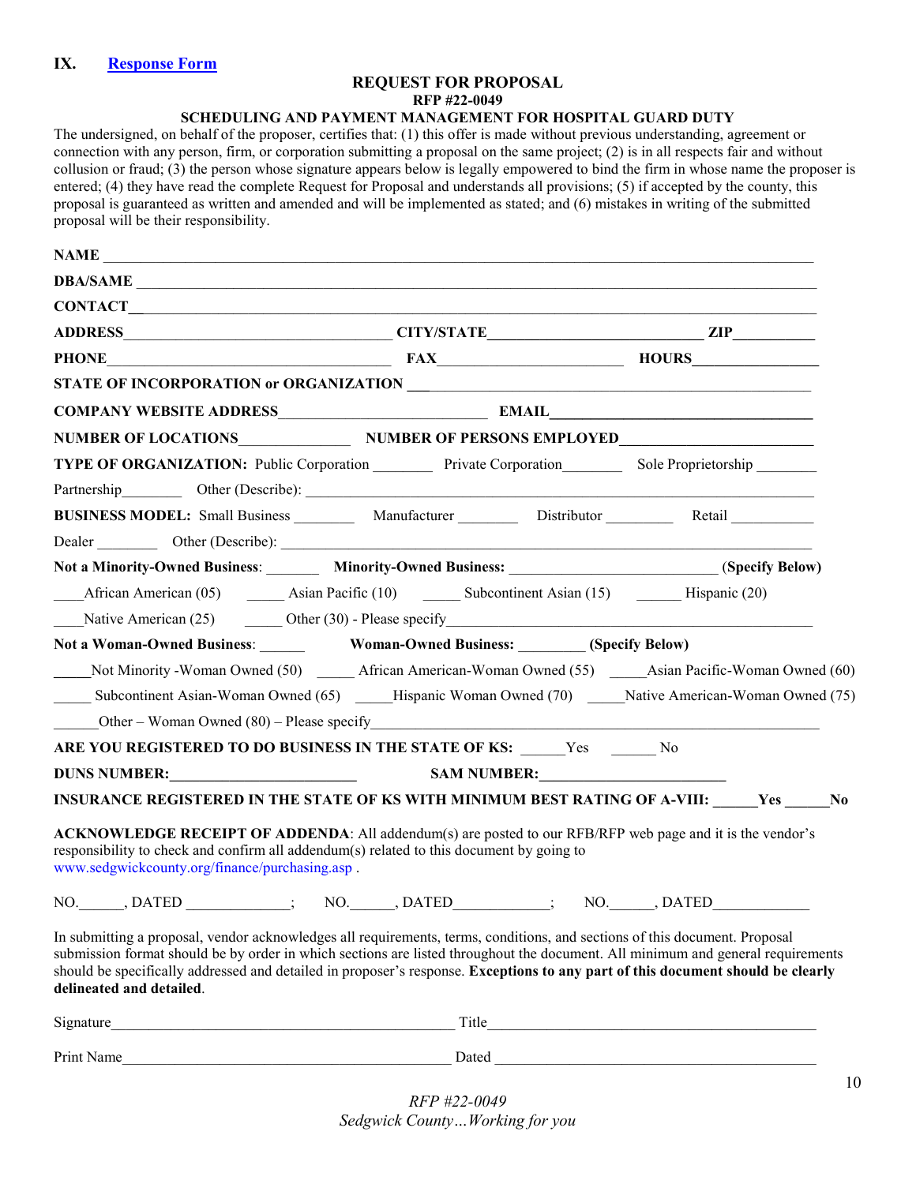## IX. Response Form

**REQUEST FOR PROPOSAL**
**RFP #22-0049**
**SCHEDULING AND PAYMENT MANAGEMENT FOR HOSPITAL GUARD DUTY**

The undersigned, on behalf of the proposer, certifies that: (1) this offer is made without previous understanding, agreement or connection with any person, firm, or corporation submitting a proposal on the same project; (2) is in all respects fair and without collusion or fraud; (3) the person whose signature appears below is legally empowered to bind the firm in whose name the proposer is entered; (4) they have read the complete Request for Proposal and understands all provisions; (5) if accepted by the county, this proposal is guaranteed as written and amended and will be implemented as stated; and (6) mistakes in writing of the submitted proposal will be their responsibility.

**NAME** ______________________________________________

**DBA/SAME** ______________________________________________

**CONTACT**______________________________________________

**ADDRESS**____________________ **CITY/STATE**____________________ **ZIP**__________

**PHONE**____________________ **FAX**____________________ **HOURS**______________

**STATE OF INCORPORATION or ORGANIZATION** ______________________________

**COMPANY WEBSITE ADDRESS**____________________ **EMAIL**____________________

**NUMBER OF LOCATIONS**______________ **NUMBER OF PERSONS EMPLOYED**____________________

**TYPE OF ORGANIZATION:** Public Corporation ________ Private Corporation________ Sole Proprietorship ________

Partnership________ Other (Describe): ______________________________________________

**BUSINESS MODEL:** Small Business ________ Manufacturer ________ Distributor ________ Retail ___________

Dealer ________ Other (Describe): ______________________________________________

**Not a Minority-Owned Business**: _______ **Minority-Owned Business:** ____________________ **(Specify Below)**

____African American (05) _____ Asian Pacific (10) _____ Subcontinent Asian (15) ______ Hispanic (20)

____Native American (25) _____ Other (30) - Please specify______________________________

**Not a Woman-Owned Business**: ______ **Woman-Owned Business:** ________ **(Specify Below)**

_____Not Minority -Woman Owned (50) _____ African American-Woman Owned (55) _____Asian Pacific-Woman Owned (60)

_____ Subcontinent Asian-Woman Owned (65) _____Hispanic Woman Owned (70) _____Native American-Woman Owned (75)

______Other – Woman Owned (80) – Please specify______________________________________________

**ARE YOU REGISTERED TO DO BUSINESS IN THE STATE OF KS:** ______Yes ______ No

**DUNS NUMBER:**______________________ **SAM NUMBER:**______________________

**INSURANCE REGISTERED IN THE STATE OF KS WITH MINIMUM BEST RATING OF A-VIII:** ______**Yes** ______**No**

**ACKNOWLEDGE RECEIPT OF ADDENDA**: All addendum(s) are posted to our RFB/RFP web page and it is the vendor's responsibility to check and confirm all addendum(s) related to this document by going to www.sedgwickcounty.org/finance/purchasing.asp .

NO.______, DATED ______________; NO.______, DATED____________; NO.______, DATED_____________

In submitting a proposal, vendor acknowledges all requirements, terms, conditions, and sections of this document. Proposal submission format should be by order in which sections are listed throughout the document. All minimum and general requirements should be specifically addressed and detailed in proposer's response. **Exceptions to any part of this document should be clearly delineated and detailed**.

Signature______________________________________________ Title______________________________________________

Print Name______________________________________________ Dated ______________________________________________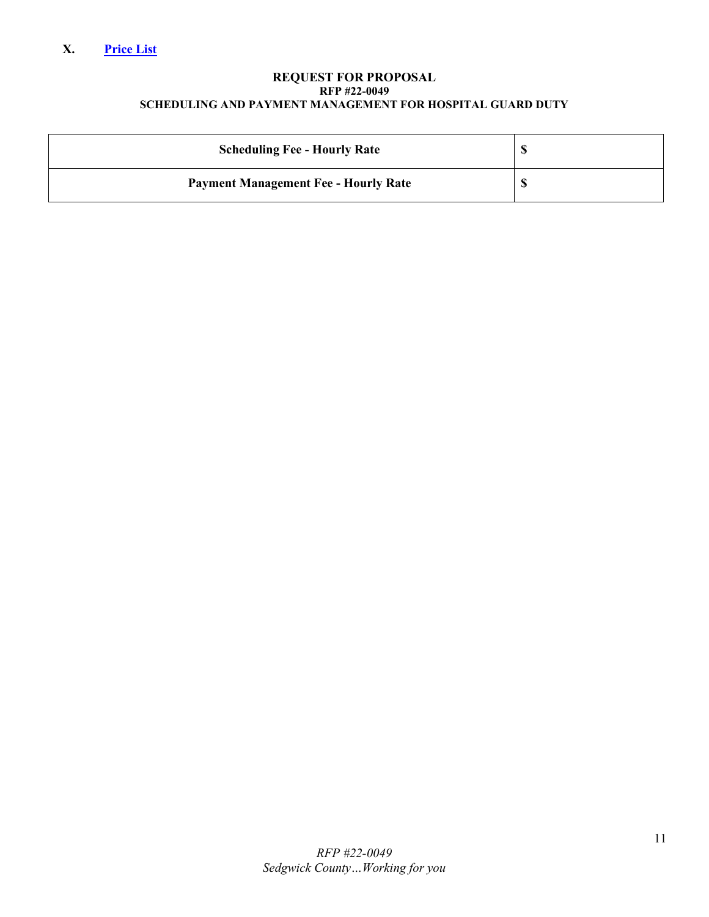## X. Price List

**REQUEST FOR PROPOSAL**
**RFP #22-0049**
**SCHEDULING AND PAYMENT MANAGEMENT FOR HOSPITAL GUARD DUTY**

| | |
|---|---|
| **Scheduling Fee - Hourly Rate** | **$** |
| **Payment Management Fee - Hourly Rate** | **$** |